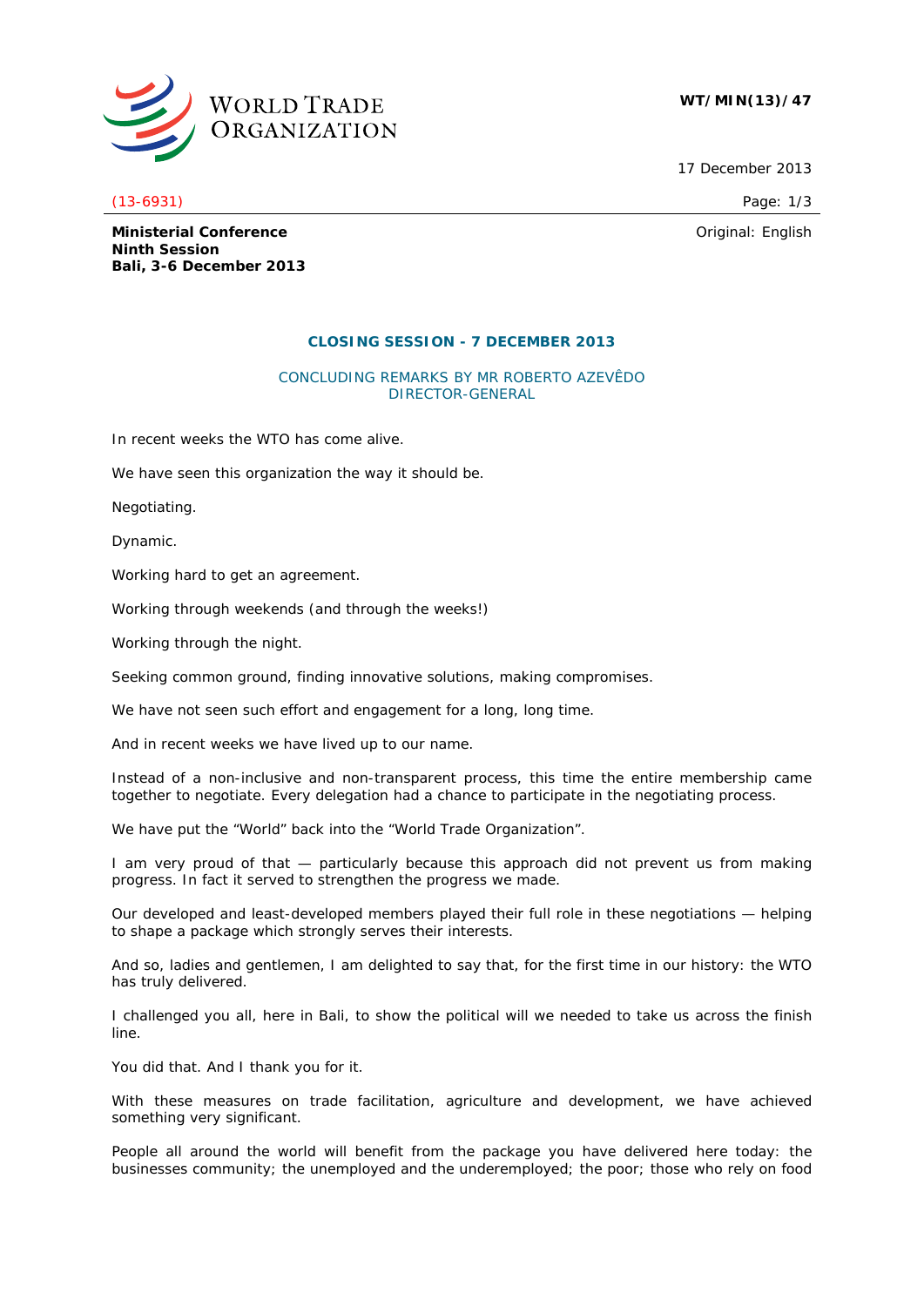**WT/MIN(13)/47**

17 December 2013

(13-6931)

Original: English

**Ministerial Conference**
**Ninth Session**
**Bali, 3-6 December 2013**

## CLOSING SESSION - 7 DECEMBER 2013

### CONCLUDING REMARKS BY MR ROBERTO AZEVÊDO DIRECTOR-GENERAL

In recent weeks the WTO has come alive.

We have seen this organization the way it should be.

Negotiating.

Dynamic.

Working hard to get an agreement.

Working through weekends (and through the weeks!)

Working through the night.

Seeking common ground, finding innovative solutions, making compromises.

We have not seen such effort and engagement for a long, long time.

And in recent weeks we have lived up to our name.

Instead of a non-inclusive and non-transparent process, this time the entire membership came together to negotiate. Every delegation had a chance to participate in the negotiating process.

We have put the "World" back into the "World Trade Organization".

I am very proud of that — particularly because this approach did not prevent us from making progress. In fact it served to strengthen the progress we made.

Our developed and least-developed members played their full role in these negotiations — helping to shape a package which strongly serves their interests.

And so, ladies and gentlemen, I am delighted to say that, for the first time in our history: the WTO has truly delivered.

I challenged you all, here in Bali, to show the political will we needed to take us across the finish line.

You did that. And I thank you for it.

With these measures on trade facilitation, agriculture and development, we have achieved something very significant.

People all around the world will benefit from the package you have delivered here today: the businesses community; the unemployed and the underemployed; the poor; those who rely on food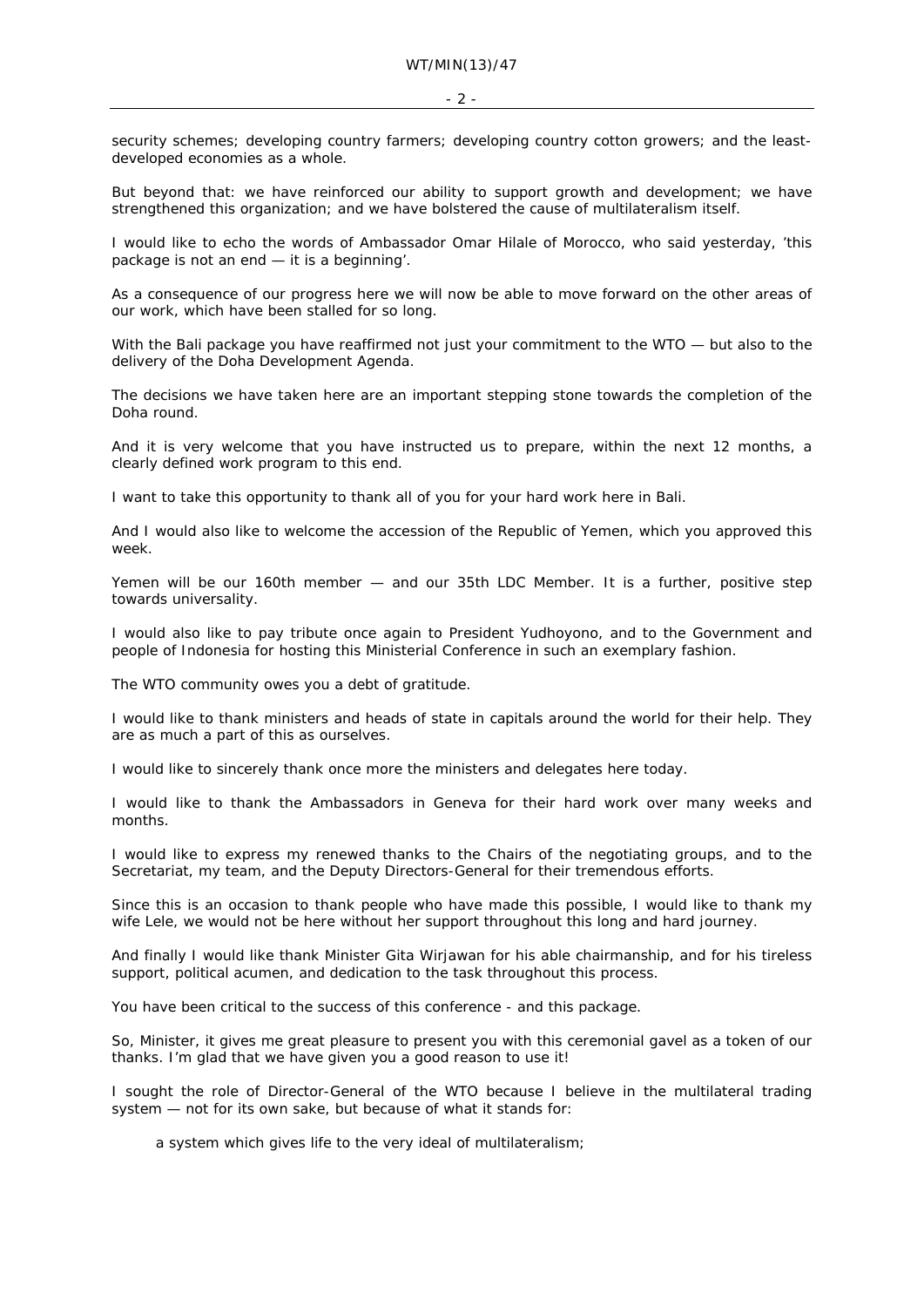security schemes; developing country farmers; developing country cotton growers; and the least-developed economies as a whole.

But beyond that: we have reinforced our ability to support growth and development; we have strengthened this organization; and we have bolstered the cause of multilateralism itself.

I would like to echo the words of Ambassador Omar Hilale of Morocco, who said yesterday, 'this package is not an end — it is a beginning'.

As a consequence of our progress here we will now be able to move forward on the other areas of our work, which have been stalled for so long.

With the Bali package you have reaffirmed not just your commitment to the WTO — but also to the delivery of the Doha Development Agenda.

The decisions we have taken here are an important stepping stone towards the completion of the Doha round.

And it is very welcome that you have instructed us to prepare, within the next 12 months, a clearly defined work program to this end.

I want to take this opportunity to thank all of you for your hard work here in Bali.

And I would also like to welcome the accession of the Republic of Yemen, which you approved this week.

Yemen will be our 160th member — and our 35th LDC Member. It is a further, positive step towards universality.

I would also like to pay tribute once again to President Yudhoyono, and to the Government and people of Indonesia for hosting this Ministerial Conference in such an exemplary fashion.

The WTO community owes you a debt of gratitude.

I would like to thank ministers and heads of state in capitals around the world for their help. They are as much a part of this as ourselves.

I would like to sincerely thank once more the ministers and delegates here today.

I would like to thank the Ambassadors in Geneva for their hard work over many weeks and months.

I would like to express my renewed thanks to the Chairs of the negotiating groups, and to the Secretariat, my team, and the Deputy Directors-General for their tremendous efforts.

Since this is an occasion to thank people who have made this possible, I would like to thank my wife Lele, we would not be here without her support throughout this long and hard journey.

And finally I would like thank Minister Gita Wirjawan for his able chairmanship, and for his tireless support, political acumen, and dedication to the task throughout this process.

You have been critical to the success of this conference - and this package.

So, Minister, it gives me great pleasure to present you with this ceremonial gavel as a token of our thanks. I'm glad that we have given you a good reason to use it!

I sought the role of Director-General of the WTO because I believe in the multilateral trading system — not for its own sake, but because of what it stands for:

> a system which gives life to the very ideal of multilateralism;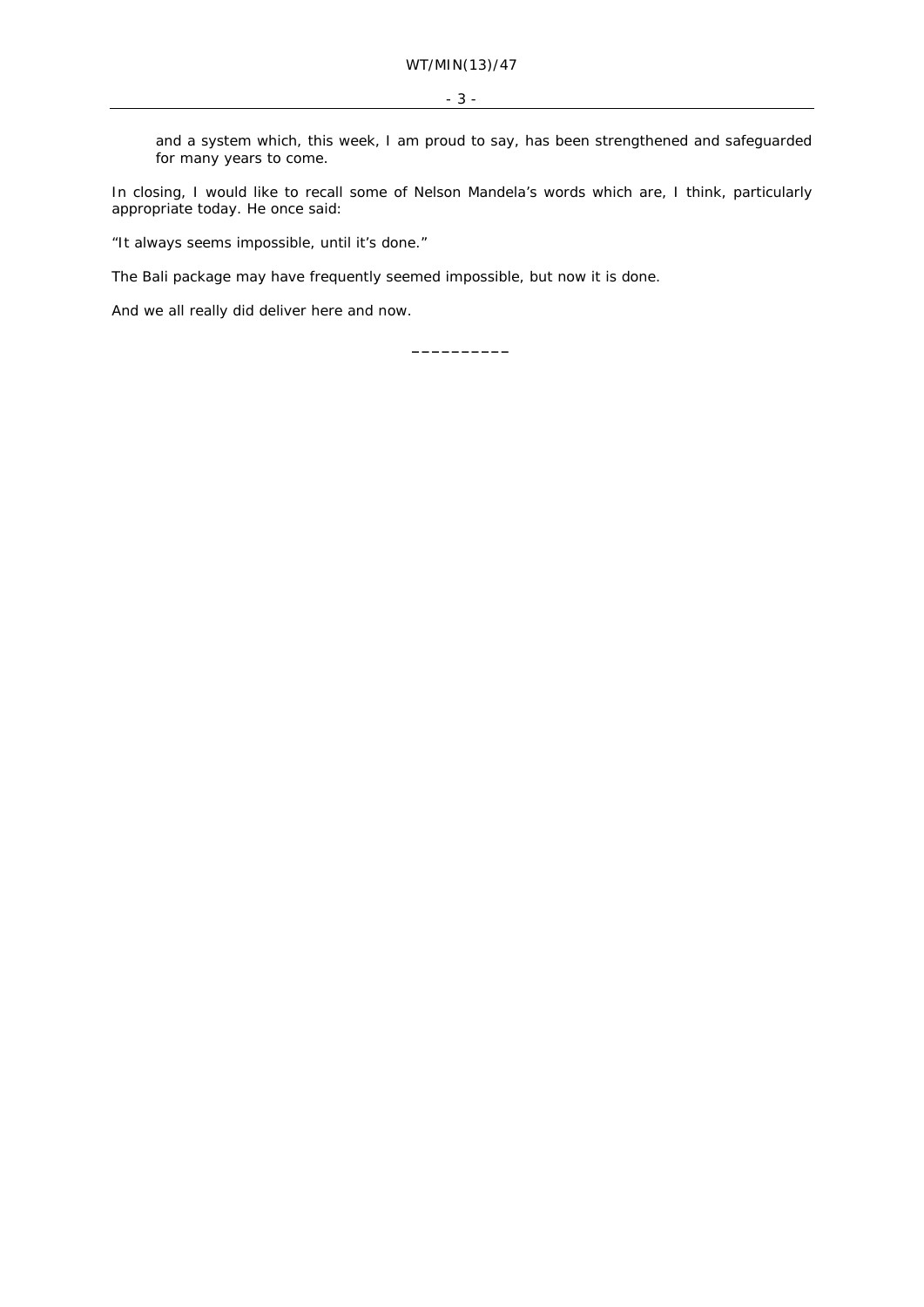and a system which, this week, I am proud to say, has been strengthened and safeguarded for many years to come.

In closing, I would like to recall some of Nelson Mandela's words which are, I think, particularly appropriate today. He once said:

"It always seems impossible, until it's done."

The Bali package may have frequently seemed impossible, but now it is done.

And we all really did deliver here and now.

__________